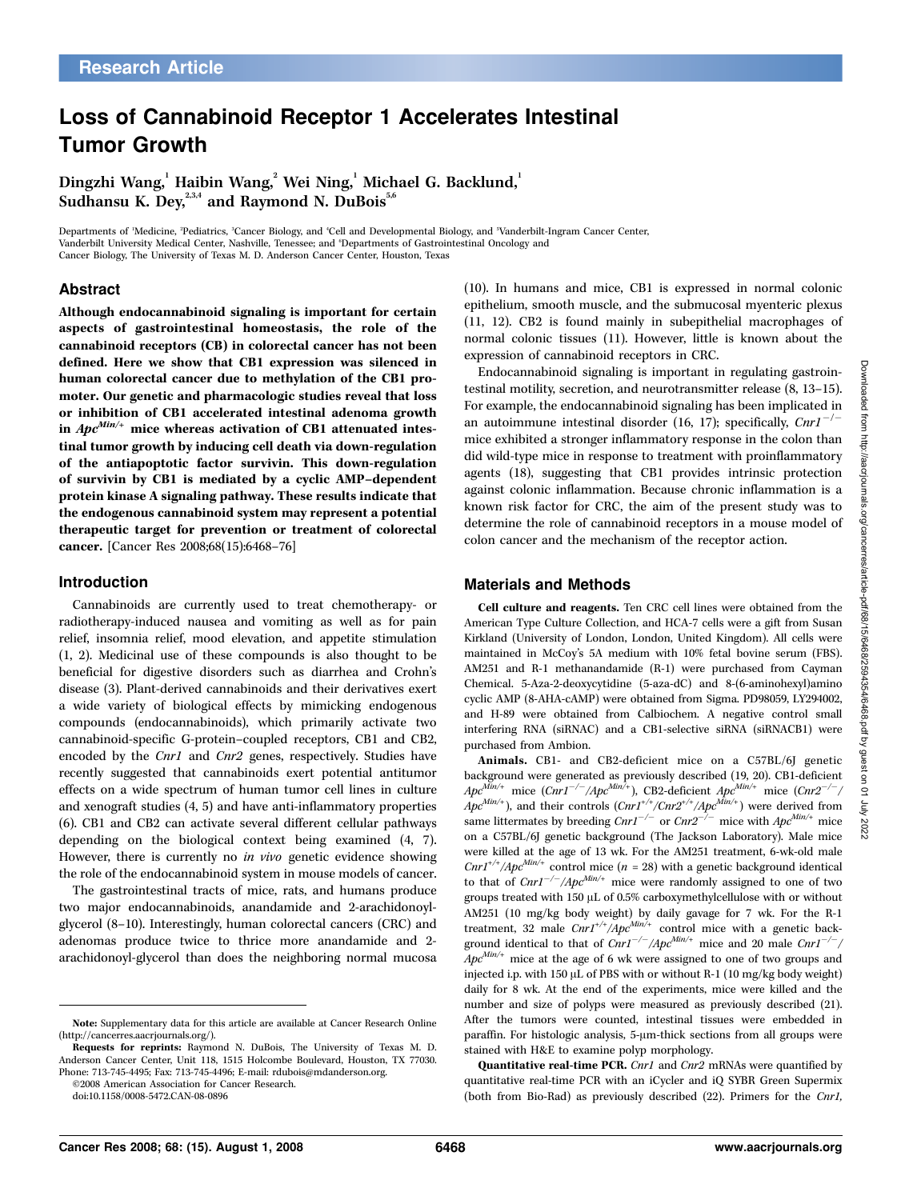Research Article

# Loss of Cannabinoid Receptor 1 Accelerates Intestinal Tumor Growth

Dingzhi Wang,[1] Haibin Wang,[2] Wei Ning,[1] Michael G. Backlund,[1] Sudhansu K. Dey,[2,3,4] and Raymond N. DuBois[5,6]

Departments of [1]Medicine, [2]Pediatrics, [3]Cancer Biology, and [4]Cell and Developmental Biology, and [5]Vanderbilt-Ingram Cancer Center, Vanderbilt University Medical Center, Nashville, Tenessee; and [6]Departments of Gastrointestinal Oncology and Cancer Biology, The University of Texas M. D. Anderson Cancer Center, Houston, Texas

## Abstract

**Although endocannabinoid signaling is important for certain aspects of gastrointestinal homeostasis, the role of the cannabinoid receptors (CB) in colorectal cancer has not been defined. Here we show that CB1 expression was silenced in human colorectal cancer due to methylation of the CB1 promoter. Our genetic and pharmacologic studies reveal that loss or inhibition of CB1 accelerated intestinal adenoma growth in *Apc*$^{Min/+}$ mice whereas activation of CB1 attenuated intestinal tumor growth by inducing cell death via down-regulation of the antiapoptotic factor survivin. This down-regulation of survivin by CB1 is mediated by a cyclic AMP–dependent protein kinase A signaling pathway. These results indicate that the endogenous cannabinoid system may represent a potential therapeutic target for prevention or treatment of colorectal cancer.** [Cancer Res 2008;68(15):6468–76]

## Introduction

Cannabinoids are currently used to treat chemotherapy- or radiotherapy-induced nausea and vomiting as well as for pain relief, insomnia relief, mood elevation, and appetite stimulation (1, 2). Medicinal use of these compounds is also thought to be beneficial for digestive disorders such as diarrhea and Crohn's disease (3). Plant-derived cannabinoids and their derivatives exert a wide variety of biological effects by mimicking endogenous compounds (endocannabinoids), which primarily activate two cannabinoid-specific G-protein–coupled receptors, CB1 and CB2, encoded by the *Cnr1* and *Cnr2* genes, respectively. Studies have recently suggested that cannabinoids exert potential antitumor effects on a wide spectrum of human tumor cell lines in culture and xenograft studies (4, 5) and have anti-inflammatory properties (6). CB1 and CB2 can activate several different cellular pathways depending on the biological context being examined (4, 7). However, there is currently no *in vivo* genetic evidence showing the role of the endocannabinoid system in mouse models of cancer.

The gastrointestinal tracts of mice, rats, and humans produce two major endocannabinoids, anandamide and 2-arachidonoyl-glycerol (8–10). Interestingly, human colorectal cancers (CRC) and adenomas produce twice to thrice more anandamide and 2-arachidonoyl-glycerol than does the neighboring normal mucosa (10). In humans and mice, CB1 is expressed in normal colonic epithelium, smooth muscle, and the submucosal myenteric plexus (11, 12). CB2 is found mainly in subepithelial macrophages of normal colonic tissues (11). However, little is known about the expression of cannabinoid receptors in CRC.

Endocannabinoid signaling is important in regulating gastrointestinal motility, secretion, and neurotransmitter release (8, 13–15). For example, the endocannabinoid signaling has been implicated in an autoimmune intestinal disorder (16, 17); specifically, *Cnr1*$^{-/-}$ mice exhibited a stronger inflammatory response in the colon than did wild-type mice in response to treatment with proinflammatory agents (18), suggesting that CB1 provides intrinsic protection against colonic inflammation. Because chronic inflammation is a known risk factor for CRC, the aim of the present study was to determine the role of cannabinoid receptors in a mouse model of colon cancer and the mechanism of the receptor action.

## Materials and Methods

**Cell culture and reagents.** Ten CRC cell lines were obtained from the American Type Culture Collection, and HCA-7 cells were a gift from Susan Kirkland (University of London, London, United Kingdom). All cells were maintained in McCoy's 5A medium with 10% fetal bovine serum (FBS). AM251 and R-1 methanandamide (R-1) were purchased from Cayman Chemical. 5-Aza-2-deoxycytidine (5-aza-dC) and 8-(6-aminohexyl)amino cyclic AMP (8-AHA-cAMP) were obtained from Sigma. PD98059, LY294002, and H-89 were obtained from Calbiochem. A negative control small interfering RNA (siRNAC) and a CB1-selective siRNA (siRNACB1) were purchased from Ambion.

**Animals.** CB1- and CB2-deficient mice on a C57BL/6J genetic background were generated as previously described (19, 20). CB1-deficient *Apc*$^{Min/+}$ mice (*Cnr1*$^{-/-}$/*Apc*$^{Min/+}$), CB2-deficient *Apc*$^{Min/+}$ mice (*Cnr2*$^{-/-}$/*Apc*$^{Min/+}$), and their controls (*Cnr1*$^{+/+}$/*Cnr2*$^{+/+}$/*Apc*$^{Min/+}$) were derived from same littermates by breeding *Cnr1*$^{-/-}$ or *Cnr2*$^{-/-}$ mice with *Apc*$^{Min/+}$ mice on a C57BL/6J genetic background (The Jackson Laboratory). Male mice were killed at the age of 13 wk. For the AM251 treatment, 6-wk-old male *Cnr1*$^{+/+}$/*Apc*$^{Min/+}$ control mice ($n$ = 28) with a genetic background identical to that of *Cnr1*$^{-/-}$/*Apc*$^{Min/+}$ mice were randomly assigned to one of two groups treated with 150 μL of 0.5% carboxymethylcellulose with or without AM251 (10 mg/kg body weight) by daily gavage for 7 wk. For the R-1 treatment, 32 male *Cnr1*$^{+/+}$/*Apc*$^{Min/+}$ control mice with a genetic background identical to that of *Cnr1*$^{-/-}$/*Apc*$^{Min/+}$ mice and 20 male *Cnr1*$^{-/-}$/*Apc*$^{Min/+}$ mice at the age of 6 wk were assigned to one of two groups and injected i.p. with 150 μL of PBS with or without R-1 (10 mg/kg body weight) daily for 8 wk. At the end of the experiments, mice were killed and the number and size of polyps were measured as previously described (21). After the tumors were counted, intestinal tissues were embedded in paraffin. For histologic analysis, 5-μm-thick sections from all groups were stained with H&E to examine polyp morphology.

**Quantitative real-time PCR.** *Cnr1* and *Cnr2* mRNAs were quantified by quantitative real-time PCR with an iCycler and iQ SYBR Green Supermix (both from Bio-Rad) as previously described (22). Primers for the *Cnr1*,

**Note:** Supplementary data for this article are available at Cancer Research Online (http://cancerres.aacrjournals.org/).

**Requests for reprints:** Raymond N. DuBois, The University of Texas M. D. Anderson Cancer Center, Unit 118, 1515 Holcombe Boulevard, Houston, TX 77030. Phone: 713-745-4495; Fax: 713-745-4496; E-mail: rdubois@mdanderson.org.

©2008 American Association for Cancer Research.

doi:10.1158/0008-5472.CAN-08-0896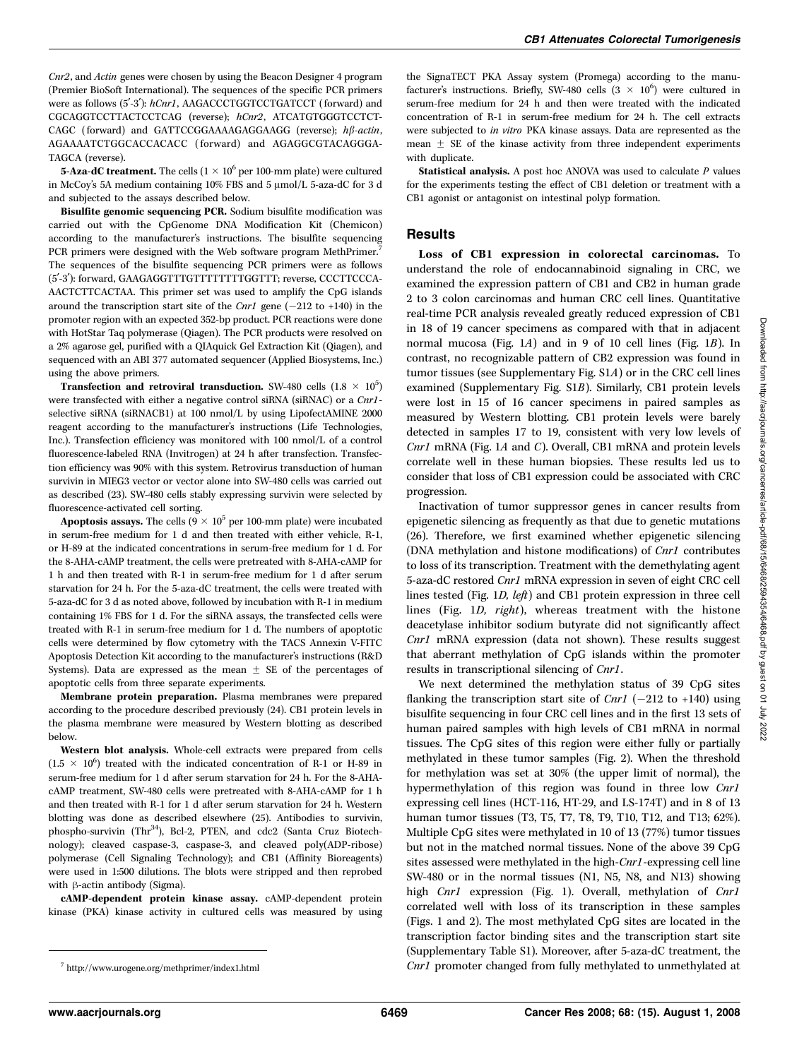*Cnr2*, and *Actin* genes were chosen by using the Beacon Designer 4 program (Premier BioSoft International). The sequences of the specific PCR primers were as follows (5′-3′): *hCnr1*, AAGACCCTGGTCCTGATCCT (forward) and CGCAGGTCCTTACTCCTCAG (reverse); *hCnr2*, ATCATGTGGGTCCTCT-CAGC (forward) and GATTCCGGAAAAGAGGAAGG (reverse); *hβ-actin*, AGAAAATCTGGCACCACACC (forward) and AGAGGCGTACAGGGA-TAGCA (reverse).

**5-Aza-dC treatment.** The cells ($1 \times 10^6$ per 100-mm plate) were cultured in McCoy's 5A medium containing 10% FBS and 5 μmol/L 5-aza-dC for 3 d and subjected to the assays described below.

**Bisulfite genomic sequencing PCR.** Sodium bisulfite modification was carried out with the CpGenome DNA Modification Kit (Chemicon) according to the manufacturer's instructions. The bisulfite sequencing PCR primers were designed with the Web software program MethPrimer.[7] The sequences of the bisulfite sequencing PCR primers were as follows (5′-3′): forward, GAAGAGGTTTGTTTTTTTTGGTTT; reverse, CCCTTCCCA-AACTCTTCACTAA. This primer set was used to amplify the CpG islands around the transcription start site of the *Cnr1* gene (−212 to +140) in the promoter region with an expected 352-bp product. PCR reactions were done with HotStar Taq polymerase (Qiagen). The PCR products were resolved on a 2% agarose gel, purified with a QIAquick Gel Extraction Kit (Qiagen), and sequenced with an ABI 377 automated sequencer (Applied Biosystems, Inc.) using the above primers.

**Transfection and retroviral transduction.** SW-480 cells ($1.8 \times 10^5$) were transfected with either a negative control siRNA (siRNAC) or a *Cnr1*-selective siRNA (siRNACB1) at 100 nmol/L by using LipofectAMINE 2000 reagent according to the manufacturer's instructions (Life Technologies, Inc.). Transfection efficiency was monitored with 100 nmol/L of a control fluorescence-labeled RNA (Invitrogen) at 24 h after transfection. Transfection efficiency was 90% with this system. Retrovirus transduction of human survivin in MIEG3 vector or vector alone into SW-480 cells was carried out as described (23). SW-480 cells stably expressing survivin were selected by fluorescence-activated cell sorting.

**Apoptosis assays.** The cells ($9 \times 10^5$ per 100-mm plate) were incubated in serum-free medium for 1 d and then treated with either vehicle, R-1, or H-89 at the indicated concentrations in serum-free medium for 1 d. For the 8-AHA-cAMP treatment, the cells were pretreated with 8-AHA-cAMP for 1 h and then treated with R-1 in serum-free medium for 1 d after serum starvation for 24 h. For the 5-aza-dC treatment, the cells were treated with 5-aza-dC for 3 d as noted above, followed by incubation with R-1 in medium containing 1% FBS for 1 d. For the siRNA assays, the transfected cells were treated with R-1 in serum-free medium for 1 d. The numbers of apoptotic cells were determined by flow cytometry with the TACS Annexin V-FITC Apoptosis Detection Kit according to the manufacturer's instructions (R&D Systems). Data are expressed as the mean ± SE of the percentages of apoptotic cells from three separate experiments.

**Membrane protein preparation.** Plasma membranes were prepared according to the procedure described previously (24). CB1 protein levels in the plasma membrane were measured by Western blotting as described below.

**Western blot analysis.** Whole-cell extracts were prepared from cells ($1.5 \times 10^6$) treated with the indicated concentration of R-1 or H-89 in serum-free medium for 1 d after serum starvation for 24 h. For the 8-AHA-cAMP treatment, SW-480 cells were pretreated with 8-AHA-cAMP for 1 h and then treated with R-1 for 1 d after serum starvation for 24 h. Western blotting was done as described elsewhere (25). Antibodies to survivin, phospho-survivin (Thr[34]), Bcl-2, PTEN, and cdc2 (Santa Cruz Biotechnology); cleaved caspase-3, caspase-3, and cleaved poly(ADP-ribose) polymerase (Cell Signaling Technology); and CB1 (Affinity Bioreagents) were used in 1:500 dilutions. The blots were stripped and then reprobed with β-actin antibody (Sigma).

**cAMP-dependent protein kinase assay.** cAMP-dependent protein kinase (PKA) kinase activity in cultured cells was measured by using the SignaTECT PKA Assay system (Promega) according to the manufacturer's instructions. Briefly, SW-480 cells ($3 \times 10^6$) were cultured in serum-free medium for 24 h and then were treated with the indicated concentration of R-1 in serum-free medium for 24 h. The cell extracts were subjected to *in vitro* PKA kinase assays. Data are represented as the mean ± SE of the kinase activity from three independent experiments with duplicate.

**Statistical analysis.** A post hoc ANOVA was used to calculate *P* values for the experiments testing the effect of CB1 deletion or treatment with a CB1 agonist or antagonist on intestinal polyp formation.

## Results

**Loss of CB1 expression in colorectal carcinomas.** To understand the role of endocannabinoid signaling in CRC, we examined the expression pattern of CB1 and CB2 in human grade 2 to 3 colon carcinomas and human CRC cell lines. Quantitative real-time PCR analysis revealed greatly reduced expression of CB1 in 18 of 19 cancer specimens as compared with that in adjacent normal mucosa (Fig. 1*A*) and in 9 of 10 cell lines (Fig. 1*B*). In contrast, no recognizable pattern of CB2 expression was found in tumor tissues (see Supplementary Fig. S1*A*) or in the CRC cell lines examined (Supplementary Fig. S1*B*). Similarly, CB1 protein levels were lost in 15 of 16 cancer specimens in paired samples as measured by Western blotting. CB1 protein levels were barely detected in samples 17 to 19, consistent with very low levels of *Cnr1* mRNA (Fig. 1*A* and *C*). Overall, CB1 mRNA and protein levels correlate well in these human biopsies. These results led us to consider that loss of CB1 expression could be associated with CRC progression.

Inactivation of tumor suppressor genes in cancer results from epigenetic silencing as frequently as that due to genetic mutations (26). Therefore, we first examined whether epigenetic silencing (DNA methylation and histone modifications) of *Cnr1* contributes to loss of its transcription. Treatment with the demethylating agent 5-aza-dC restored *Cnr1* mRNA expression in seven of eight CRC cell lines tested (Fig. 1*D, left*) and CB1 protein expression in three cell lines (Fig. 1*D, right*), whereas treatment with the histone deacetylase inhibitor sodium butyrate did not significantly affect *Cnr1* mRNA expression (data not shown). These results suggest that aberrant methylation of CpG islands within the promoter results in transcriptional silencing of *Cnr1*.

We next determined the methylation status of 39 CpG sites flanking the transcription start site of *Cnr1* (−212 to +140) using bisulfite sequencing in four CRC cell lines and in the first 13 sets of human paired samples with high levels of CB1 mRNA in normal tissues. The CpG sites of this region were either fully or partially methylated in these tumor samples (Fig. 2). When the threshold for methylation was set at 30% (the upper limit of normal), the hypermethylation of this region was found in three low *Cnr1* expressing cell lines (HCT-116, HT-29, and LS-174T) and in 8 of 13 human tumor tissues (T3, T5, T7, T8, T9, T10, T12, and T13; 62%). Multiple CpG sites were methylated in 10 of 13 (77%) tumor tissues but not in the matched normal tissues. None of the above 39 CpG sites assessed were methylated in the high-*Cnr1*-expressing cell line SW-480 or in the normal tissues (N1, N5, N8, and N13) showing high *Cnr1* expression (Fig. 1). Overall, methylation of *Cnr1* correlated well with loss of its transcription in these samples (Figs. 1 and 2). The most methylated CpG sites are located in the transcription factor binding sites and the transcription start site (Supplementary Table S1). Moreover, after 5-aza-dC treatment, the *Cnr1* promoter changed from fully methylated to unmethylated at

[7] http://www.urogene.org/methprimer/index1.html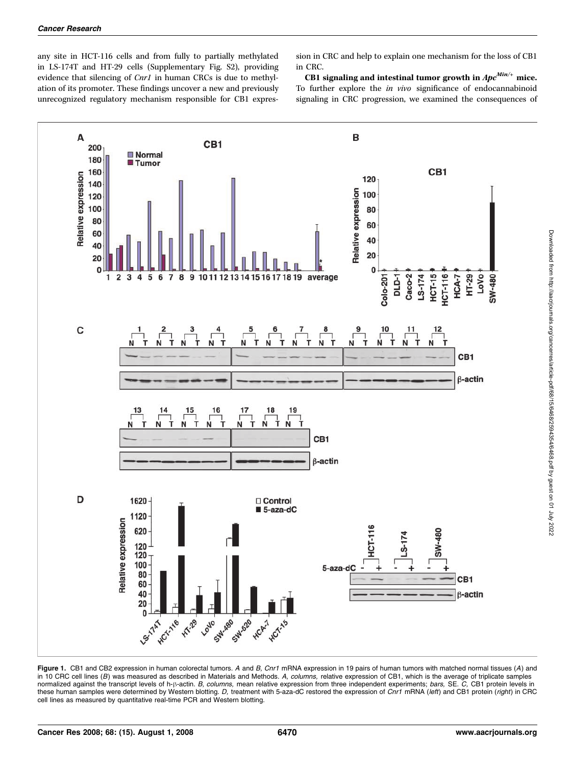any site in HCT-116 cells and from fully to partially methylated in LS-174T and HT-29 cells (Supplementary Fig. S2), providing evidence that silencing of *Cnr1* in human CRCs is due to methylation of its promoter. These findings uncover a new and previously unrecognized regulatory mechanism responsible for CB1 expression in CRC and help to explain one mechanism for the loss of CB1 in CRC.

**CB1 signaling and intestinal tumor growth in $Apc^{Min/+}$ mice.** To further explore the *in vivo* significance of endocannabinoid signaling in CRC progression, we examined the consequences of

A

CB1

Normal

Tumor

Relative expression

200
180
160
140
120
100
80
60
40
20
0

1 2 3 4 5 6 7 8 9 10 11 12 13 14 15 16 17 18 19 average

*

B

CB1

Relative expression

120
100
80
60
40
20
0

Colo-201 DLD-1 Caco-2 LS-174 HCT-15 HCT-116 HCA-7 HT-29 LoVo SW-480

C

1 2 3 4 5 6 7 8 9 10 11 12

N T N T N T N T N T N T N T N T N T N T N T N T

CB1

β-actin

13 14 15 16 17 18 19

N T N T N T N T N T N T N T

CB1

β-actin

D

Control

5-aza-dC

Relative expression

1620
1120
620
120
120
100
80
60
40
20
0

LS-174T HCT-116 HT-29 LoVo SW-480 SW-620 HCA-7 HCT-15

HCT-116 LS-174 SW-480

5-aza-dC - + - + - +

CB1

β-actin

**Figure 1.** CB1 and CB2 expression in human colorectal tumors. *A* and *B*, *Cnr1* mRNA expression in 19 pairs of human tumors with matched normal tissues (*A*) and in 10 CRC cell lines (*B*) was measured as described in Materials and Methods. *A*, *columns*, relative expression of CB1, which is the average of triplicate samples normalized against the transcript levels of h-β-actin. *B*, *columns*, mean relative expression from three independent experiments; *bars*, SE. *C*, CB1 protein levels in these human samples were determined by Western blotting. *D*, treatment with 5-aza-dC restored the expression of *Cnr1* mRNA (*left*) and CB1 protein (*right*) in CRC cell lines as measured by quantitative real-time PCR and Western blotting.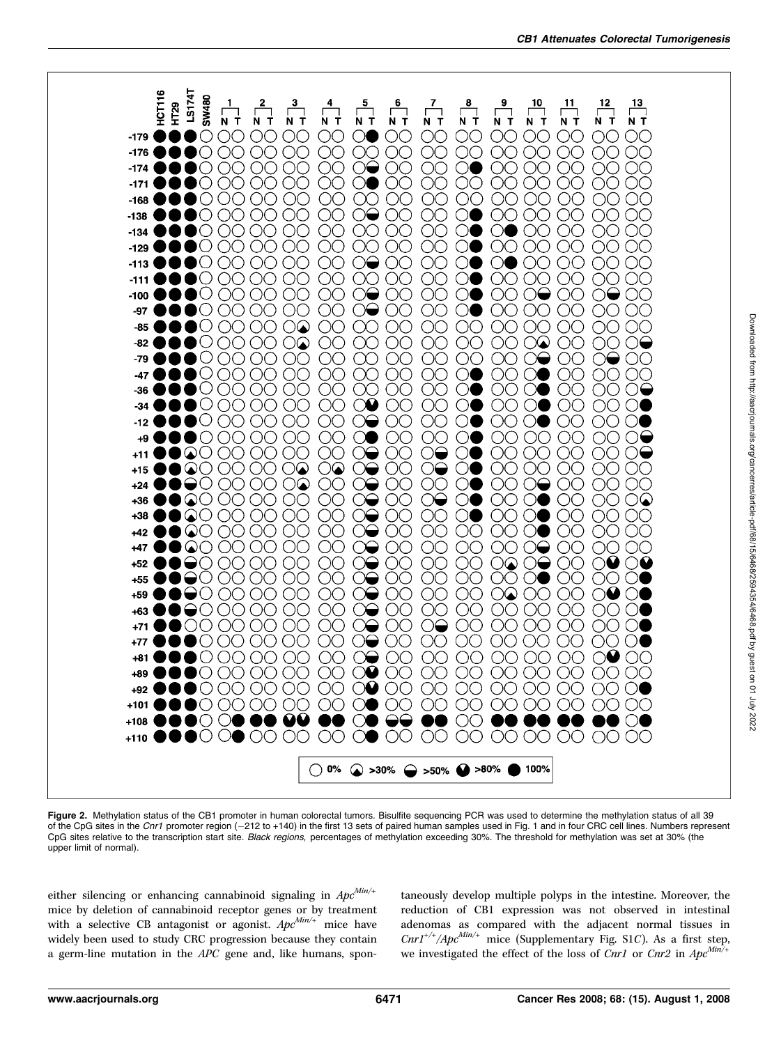HCT116
HT29
LS174T
SW480
1 2 3 4 5 6 7 8 9 10 11 12 13
N T N T N T N T N T N T N T N T N T N T N T N T N T

-179
-176
-174
-171
-168
-138
-134
-129
-113
-111
-100
-97
-85
-82
-79
-47
-36
-34
-12
+9
+11
+15
+24
+36
+38
+42
+47
+52
+55
+59
+63
+71
+77
+81
+89
+92
+101
+108
+110

0% >30% >50% >80% 100%

**Figure 2.** Methylation status of the CB1 promoter in human colorectal tumors. Bisulfite sequencing PCR was used to determine the methylation status of all 39 of the CpG sites in the *Cnr1* promoter region (−212 to +140) in the first 13 sets of paired human samples used in Fig. 1 and in four CRC cell lines. Numbers represent CpG sites relative to the transcription start site. *Black regions,* percentages of methylation exceeding 30%. The threshold for methylation was set at 30% (the upper limit of normal).

either silencing or enhancing cannabinoid signaling in $Apc^{Min/+}$ mice by deletion of cannabinoid receptor genes or by treatment with a selective CB antagonist or agonist. $Apc^{Min/+}$ mice have widely been used to study CRC progression because they contain a germ-line mutation in the *APC* gene and, like humans, spontaneously develop multiple polyps in the intestine. Moreover, the reduction of CB1 expression was not observed in intestinal adenomas as compared with the adjacent normal tissues in $Cnr1^{+/+}/Apc^{Min/+}$ mice (Supplementary Fig. S1*C*). As a first step, we investigated the effect of the loss of *Cnr1* or *Cnr2* in $Apc^{Min/+}$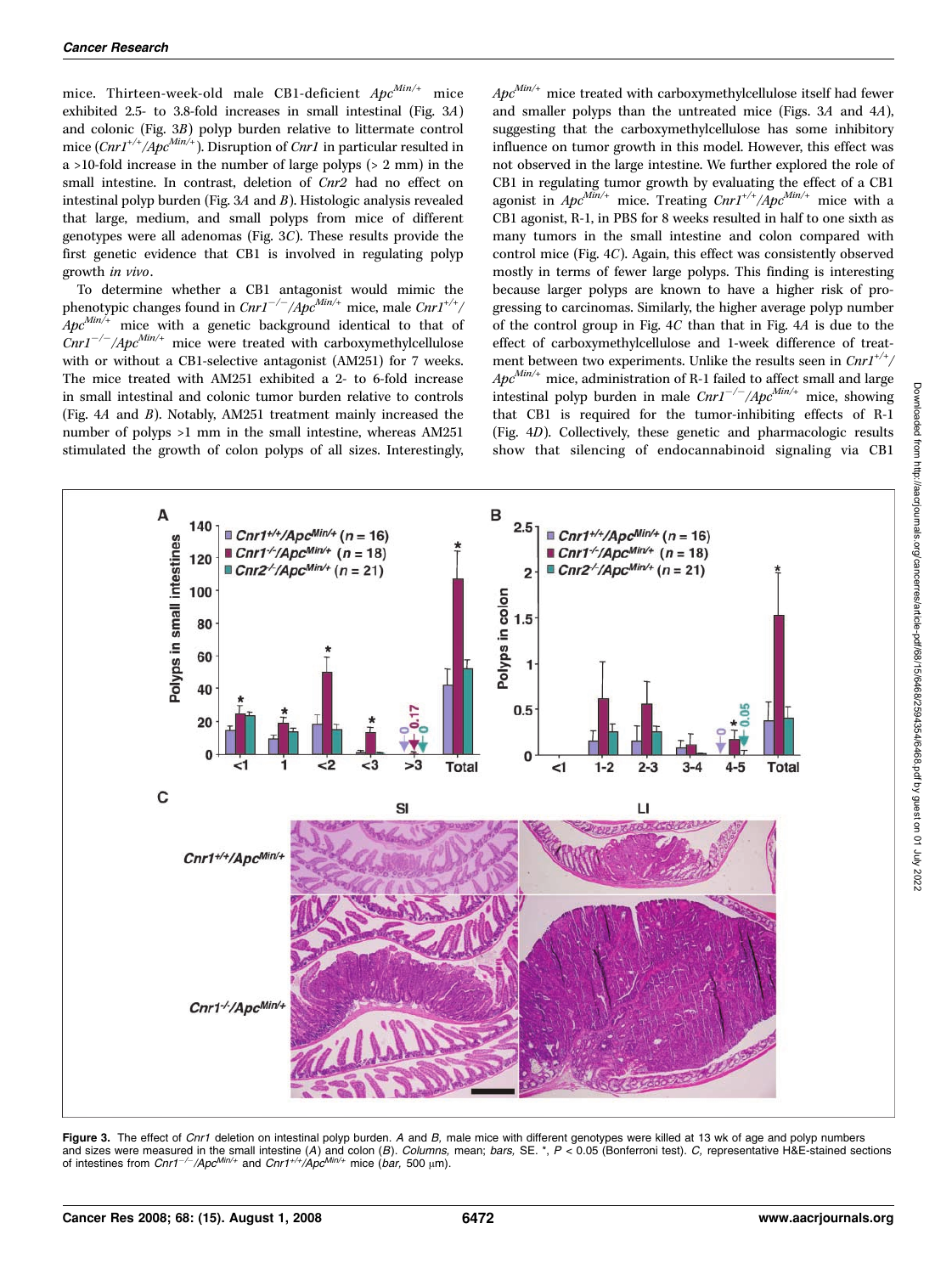mice. Thirteen-week-old male CB1-deficient $Apc^{Min/+}$ mice exhibited 2.5- to 3.8-fold increases in small intestinal (Fig. 3*A*) and colonic (Fig. 3*B*) polyp burden relative to littermate control mice ($Cnr1^{+/+}/Apc^{Min/+}$). Disruption of *Cnr1* in particular resulted in a >10-fold increase in the number of large polyps (> 2 mm) in the small intestine. In contrast, deletion of *Cnr2* had no effect on intestinal polyp burden (Fig. 3*A* and *B*). Histologic analysis revealed that large, medium, and small polyps from mice of different genotypes were all adenomas (Fig. 3*C*). These results provide the first genetic evidence that CB1 is involved in regulating polyp growth *in vivo*.

To determine whether a CB1 antagonist would mimic the phenotypic changes found in $Cnr1^{-/-}/Apc^{Min/+}$ mice, male $Cnr1^{+/+}/Apc^{Min/+}$ mice with a genetic background identical to that of $Cnr1^{-/-}/Apc^{Min/+}$ mice were treated with carboxymethylcellulose with or without a CB1-selective antagonist (AM251) for 7 weeks. The mice treated with AM251 exhibited a 2- to 6-fold increase in small intestinal and colonic tumor burden relative to controls (Fig. 4*A* and *B*). Notably, AM251 treatment mainly increased the number of polyps >1 mm in the small intestine, whereas AM251 stimulated the growth of colon polyps of all sizes. Interestingly, $Apc^{Min/+}$ mice treated with carboxymethylcellulose itself had fewer and smaller polyps than the untreated mice (Figs. 3*A* and 4*A*), suggesting that the carboxymethylcellulose has some inhibitory influence on tumor growth in this model. However, this effect was not observed in the large intestine. We further explored the role of CB1 in regulating tumor growth by evaluating the effect of a CB1 agonist in $Apc^{Min/+}$ mice. Treating $Cnr1^{+/+}/Apc^{Min/+}$ mice with a CB1 agonist, R-1, in PBS for 8 weeks resulted in half to one sixth as many tumors in the small intestine and colon compared with control mice (Fig. 4*C*). Again, this effect was consistently observed mostly in terms of fewer large polyps. This finding is interesting because larger polyps are known to have a higher risk of progressing to carcinomas. Similarly, the higher average polyp number of the control group in Fig. 4*C* than that in Fig. 4*A* is due to the effect of carboxymethylcellulose and 1-week difference of treatment between two experiments. Unlike the results seen in $Cnr1^{+/+}/Apc^{Min/+}$ mice, administration of R-1 failed to affect small and large intestinal polyp burden in male $Cnr1^{-/-}/Apc^{Min/+}$ mice, showing that CB1 is required for the tumor-inhibiting effects of R-1 (Fig. 4*D*). Collectively, these genetic and pharmacologic results show that silencing of endocannabinoid signaling via CB1

A

Polyps in small intestines

$Cnr1^{+/+}/Apc^{Min/+}$ (n = 16)
$Cnr1^{-/-}/Apc^{Min/+}$ (n = 18)
$Cnr2^{-/-}/Apc^{Min/+}$ (n = 21)

0 20 40 60 80 100 120 140

<1 1 <2 <3 >3 Total

0 0.17 0

B

Polyps in colon

$Cnr1^{+/+}/Apc^{Min/+}$ (n = 16)
$Cnr1^{-/-}/Apc^{Min/+}$ (n = 18)
$Cnr2^{-/-}/Apc^{Min/+}$ (n = 21)

0 0.5 1 1.5 2 2.5

<1 1-2 2-3 3-4 4-5 Total

0 0.05

C

SI LI

$Cnr1^{+/+}/Apc^{Min/+}$

$Cnr1^{-/-}/Apc^{Min/+}$

**Figure 3.** The effect of *Cnr1* deletion on intestinal polyp burden. *A* and *B,* male mice with different genotypes were killed at 13 wk of age and polyp numbers and sizes were measured in the small intestine (*A*) and colon (*B*). *Columns,* mean; *bars,* SE. *, $P < 0.05$ (Bonferroni test). *C,* representative H&E-stained sections of intestines from $Cnr1^{-/-}/Apc^{Min/+}$ and $Cnr1^{+/+}/Apc^{Min/+}$ mice (*bar,* 500 μm).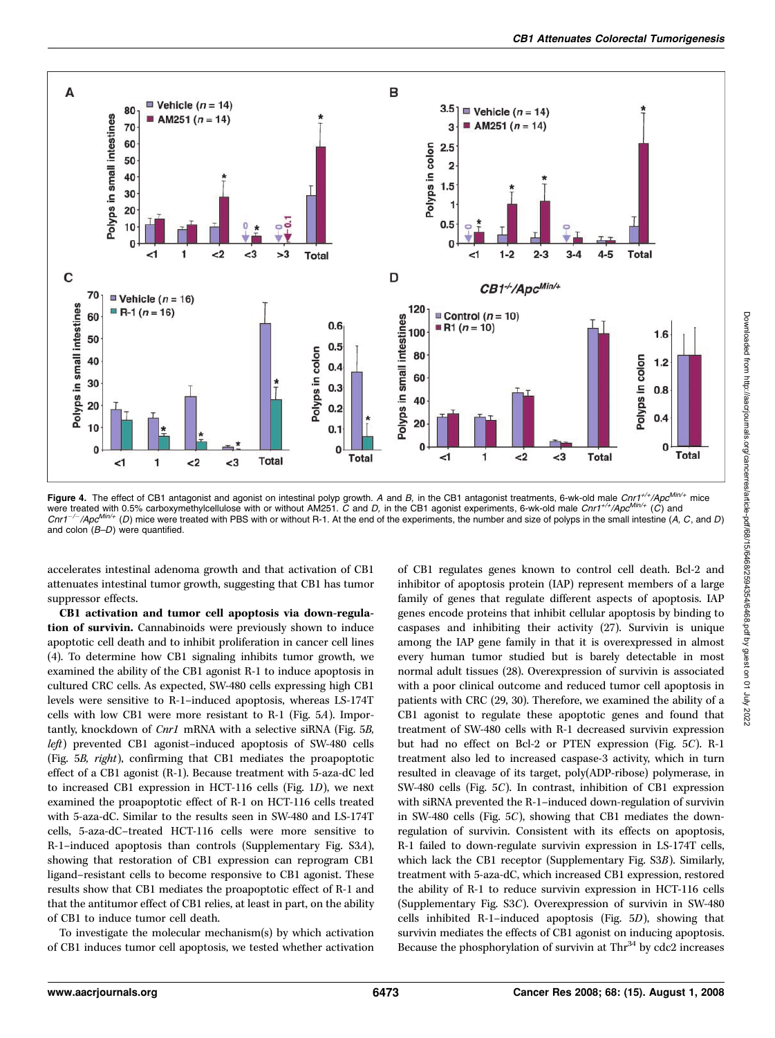A

Vehicle (n = 14)
AM251 (n = 14)

Polyps in small intestines

80
70
60
50
40
30
20
10
0

<1 1 <2 <3 >3 Total

0 0 0.1

B

Vehicle (n = 14)
AM251 (n = 14)

Polyps in colon

3.5
3
2.5
2
1.5
1
0.5
0

<1 1-2 2-3 3-4 4-5 Total

0 0

C

Vehicle (n = 16)
R-1 (n = 16)

Polyps in small intestines

70
60
50
40
30
20
10
0

<1 1 <2 <3 Total

Polyps in colon

0.6
0.5
0.4
0.3
0.2
0.1
0

Total

D

$CB1^{-/-}/Apc^{Min/+}$

Control (n = 10)
R1 (n = 10)

Polyps in small intestines

120
100
80
60
40
20
0

<1 1 <2 <3 Total

Polyps in colon

1.6
1.2
0.8
0.4
0

Total

**Figure 4.** The effect of CB1 antagonist and agonist on intestinal polyp growth. *A* and *B,* in the CB1 antagonist treatments, 6-wk-old male $Cnr1^{+/+}/Apc^{Min/+}$ mice were treated with 0.5% carboxymethylcellulose with or without AM251. *C* and *D,* in the CB1 agonist experiments, 6-wk-old male $Cnr1^{+/+}/Apc^{Min/+}$ (*C*) and $Cnr1^{-/-}/Apc^{Min/+}$ (*D*) mice were treated with PBS with or without R-1. At the end of the experiments, the number and size of polyps in the small intestine (*A, C,* and *D*) and colon (*B–D*) were quantified.

accelerates intestinal adenoma growth and that activation of CB1 attenuates intestinal tumor growth, suggesting that CB1 has tumor suppressor effects.

**CB1 activation and tumor cell apoptosis via down-regulation of survivin.** Cannabinoids were previously shown to induce apoptotic cell death and to inhibit proliferation in cancer cell lines (4). To determine how CB1 signaling inhibits tumor growth, we examined the ability of the CB1 agonist R-1 to induce apoptosis in cultured CRC cells. As expected, SW-480 cells expressing high CB1 levels were sensitive to R-1–induced apoptosis, whereas LS-174T cells with low CB1 were more resistant to R-1 (Fig. 5*A*). Importantly, knockdown of *Cnr1* mRNA with a selective siRNA (Fig. 5*B, left*) prevented CB1 agonist–induced apoptosis of SW-480 cells (Fig. 5*B, right*), confirming that CB1 mediates the proapoptotic effect of a CB1 agonist (R-1). Because treatment with 5-aza-dC led to increased CB1 expression in HCT-116 cells (Fig. 1*D*), we next examined the proapoptotic effect of R-1 on HCT-116 cells treated with 5-aza-dC. Similar to the results seen in SW-480 and LS-174T cells, 5-aza-dC–treated HCT-116 cells were more sensitive to R-1–induced apoptosis than controls (Supplementary Fig. S3*A*), showing that restoration of CB1 expression can reprogram CB1 ligand–resistant cells to become responsive to CB1 agonist. These results show that CB1 mediates the proapoptotic effect of R-1 and that the antitumor effect of CB1 relies, at least in part, on the ability of CB1 to induce tumor cell death.

To investigate the molecular mechanism(s) by which activation of CB1 induces tumor cell apoptosis, we tested whether activation of CB1 regulates genes known to control cell death. Bcl-2 and inhibitor of apoptosis protein (IAP) represent members of a large family of genes that regulate different aspects of apoptosis. IAP genes encode proteins that inhibit cellular apoptosis by binding to caspases and inhibiting their activity (27). Survivin is unique among the IAP gene family in that it is overexpressed in almost every human tumor studied but is barely detectable in most normal adult tissues (28). Overexpression of survivin is associated with a poor clinical outcome and reduced tumor cell apoptosis in patients with CRC (29, 30). Therefore, we examined the ability of a CB1 agonist to regulate these apoptotic genes and found that treatment of SW-480 cells with R-1 decreased survivin expression but had no effect on Bcl-2 or PTEN expression (Fig. 5*C*). R-1 treatment also led to increased caspase-3 activity, which in turn resulted in cleavage of its target, poly(ADP-ribose) polymerase, in SW-480 cells (Fig. 5*C*). In contrast, inhibition of CB1 expression with siRNA prevented the R-1–induced down-regulation of survivin in SW-480 cells (Fig. 5*C*), showing that CB1 mediates the down-regulation of survivin. Consistent with its effects on apoptosis, R-1 failed to down-regulate survivin expression in LS-174T cells, which lack the CB1 receptor (Supplementary Fig. S3*B*). Similarly, treatment with 5-aza-dC, which increased CB1 expression, restored the ability of R-1 to reduce survivin expression in HCT-116 cells (Supplementary Fig. S3*C*). Overexpression of survivin in SW-480 cells inhibited R-1–induced apoptosis (Fig. 5*D*), showing that survivin mediates the effects of CB1 agonist on inducing apoptosis. Because the phosphorylation of survivin at $Thr^{34}$ by cdc2 increases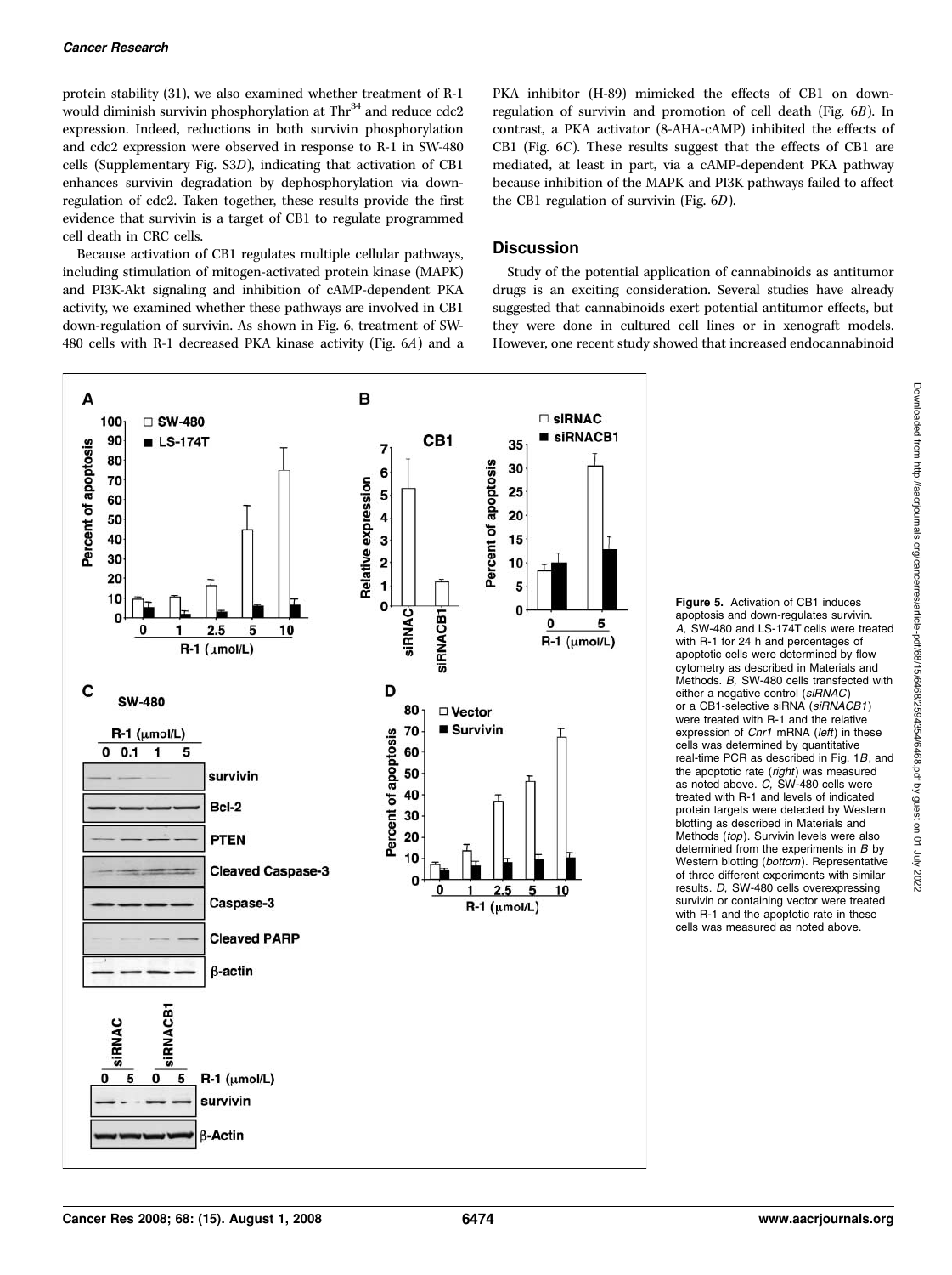protein stability (31), we also examined whether treatment of R-1 would diminish survivin phosphorylation at Thr[34] and reduce cdc2 expression. Indeed, reductions in both survivin phosphorylation and cdc2 expression were observed in response to R-1 in SW-480 cells (Supplementary Fig. S3*D*), indicating that activation of CB1 enhances survivin degradation by dephosphorylation via down-regulation of cdc2. Taken together, these results provide the first evidence that survivin is a target of CB1 to regulate programmed cell death in CRC cells.

Because activation of CB1 regulates multiple cellular pathways, including stimulation of mitogen-activated protein kinase (MAPK) and PI3K-Akt signaling and inhibition of cAMP-dependent PKA activity, we examined whether these pathways are involved in CB1 down-regulation of survivin. As shown in Fig. 6, treatment of SW-480 cells with R-1 decreased PKA kinase activity (Fig. 6*A*) and a PKA inhibitor (H-89) mimicked the effects of CB1 on down-regulation of survivin and promotion of cell death (Fig. 6*B*). In contrast, a PKA activator (8-AHA-cAMP) inhibited the effects of CB1 (Fig. 6*C*). These results suggest that the effects of CB1 are mediated, at least in part, via a cAMP-dependent PKA pathway because inhibition of the MAPK and PI3K pathways failed to affect the CB1 regulation of survivin (Fig. 6*D*).

## Discussion

Study of the potential application of cannabinoids as antitumor drugs is an exciting consideration. Several studies have already suggested that cannabinoids exert potential antitumor effects, but they were done in cultured cell lines or in xenograft models. However, one recent study showed that increased endocannabinoid

A
Percent of apoptosis
SW-480
LS-174T
R-1 (μmol/L)
0 1 2.5 5 10

B
CB1
Relative expression
siRNAC siRNACB1
Percent of apoptosis
siRNAC
siRNACB1
R-1 (μmol/L)
0 5

C
SW-480
R-1 (μmol/L)
0 0.1 1 5
survivin
Bcl-2
PTEN
Cleaved Caspase-3
Caspase-3
Cleaved PARP
β-actin

siRNAC siRNACB1
0 5 0 5 R-1 (μmol/L)
survivin
β-Actin

D
Percent of apoptosis
Vector
Survivin
R-1 (μmol/L)
0 1 2.5 5 10

**Figure 5.** Activation of CB1 induces apoptosis and down-regulates survivin. *A,* SW-480 and LS-174T cells were treated with R-1 for 24 h and percentages of apoptotic cells were determined by flow cytometry as described in Materials and Methods. *B,* SW-480 cells transfected with either a negative control (*siRNAC*) or a CB1-selective siRNA (*siRNACB1*) were treated with R-1 and the relative expression of *Cnr1* mRNA (*left*) in these cells was determined by quantitative real-time PCR as described in Fig. 1*B*, and the apoptotic rate (*right*) was measured as noted above. *C,* SW-480 cells were treated with R-1 and levels of indicated protein targets were detected by Western blotting as described in Materials and Methods (*top*). Survivin levels were also determined from the experiments in *B* by Western blotting (*bottom*). Representative of three different experiments with similar results. *D,* SW-480 cells overexpressing survivin or containing vector were treated with R-1 and the apoptotic rate in these cells was measured as noted above.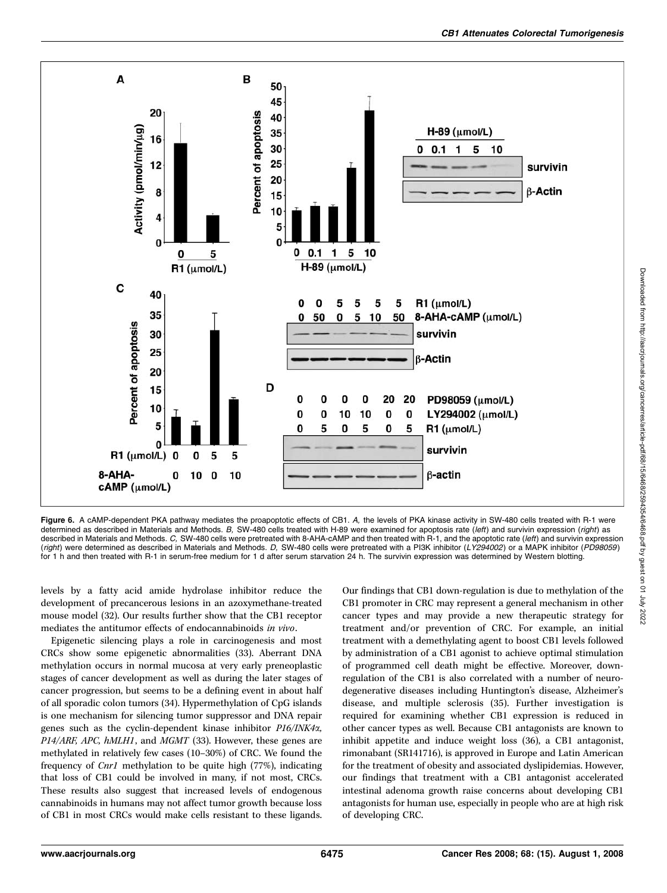A

Activity (pmol/min/μg)

20
16
12
8
4
0

0 5

R1 (μmol/L)

B

Percent of apoptosis

50
45
40
35
30
25
20
15
10
5
0

0 0.1 1 5 10

H-89 (μmol/L)

H-89 (μmol/L)

0 0.1 1 5 10

survivin

β-Actin

C

Percent of apoptosis

40
35
30
25
20
15
10
5
0

R1 (μmol/L) 0 0 5 5

8-AHA-cAMP (μmol/L) 0 10 0 10

0 0 5 5 5 5 R1 (μmol/L)

0 50 0 5 10 50 8-AHA-cAMP (μmol/L)

survivin

β-Actin

D

0 0 0 0 20 20 PD98059 (μmol/L)

0 0 10 10 0 0 LY294002 (μmol/L)

0 5 0 5 0 5 R1 (μmol/L)

survivin

β-actin

**Figure 6.** A cAMP-dependent PKA pathway mediates the proapoptotic effects of CB1. *A,* the levels of PKA kinase activity in SW-480 cells treated with R-1 were determined as described in Materials and Methods. *B,* SW-480 cells treated with H-89 were examined for apoptosis rate (*left*) and survivin expression (*right*) as described in Materials and Methods. *C,* SW-480 cells were pretreated with 8-AHA-cAMP and then treated with R-1, and the apoptotic rate (*left*) and survivin expression (*right*) were determined as described in Materials and Methods. *D,* SW-480 cells were pretreated with a PI3K inhibitor (*LY294002*) or a MAPK inhibitor (*PD98059*) for 1 h and then treated with R-1 in serum-free medium for 1 d after serum starvation 24 h. The survivin expression was determined by Western blotting.

levels by a fatty acid amide hydrolase inhibitor reduce the development of precancerous lesions in an azoxymethane-treated mouse model (32). Our results further show that the CB1 receptor mediates the antitumor effects of endocannabinoids *in vivo*.

Epigenetic silencing plays a role in carcinogenesis and most CRCs show some epigenetic abnormalities (33). Aberrant DNA methylation occurs in normal mucosa at very early preneoplastic stages of cancer development as well as during the later stages of cancer progression, but seems to be a defining event in about half of all sporadic colon tumors (34). Hypermethylation of CpG islands is one mechanism for silencing tumor suppressor and DNA repair genes such as the cyclin-dependent kinase inhibitor *P16/INK4α, P14/ARF, APC, hMLH1*, and *MGMT* (33). However, these genes are methylated in relatively few cases (10–30%) of CRC. We found the frequency of *Cnr1* methylation to be quite high (77%), indicating that loss of CB1 could be involved in many, if not most, CRCs. These results also suggest that increased levels of endogenous cannabinoids in humans may not affect tumor growth because loss of CB1 in most CRCs would make cells resistant to these ligands.

Our findings that CB1 down-regulation is due to methylation of the CB1 promoter in CRC may represent a general mechanism in other cancer types and may provide a new therapeutic strategy for treatment and/or prevention of CRC. For example, an initial treatment with a demethylating agent to boost CB1 levels followed by administration of a CB1 agonist to achieve optimal stimulation of programmed cell death might be effective. Moreover, down-regulation of the CB1 is also correlated with a number of neurodegenerative diseases including Huntington's disease, Alzheimer's disease, and multiple sclerosis (35). Further investigation is required for examining whether CB1 expression is reduced in other cancer types as well. Because CB1 antagonists are known to inhibit appetite and induce weight loss (36), a CB1 antagonist, rimonabant (SR141716), is approved in Europe and Latin American for the treatment of obesity and associated dyslipidemias. However, our findings that treatment with a CB1 antagonist accelerated intestinal adenoma growth raise concerns about developing CB1 antagonists for human use, especially in people who are at high risk of developing CRC.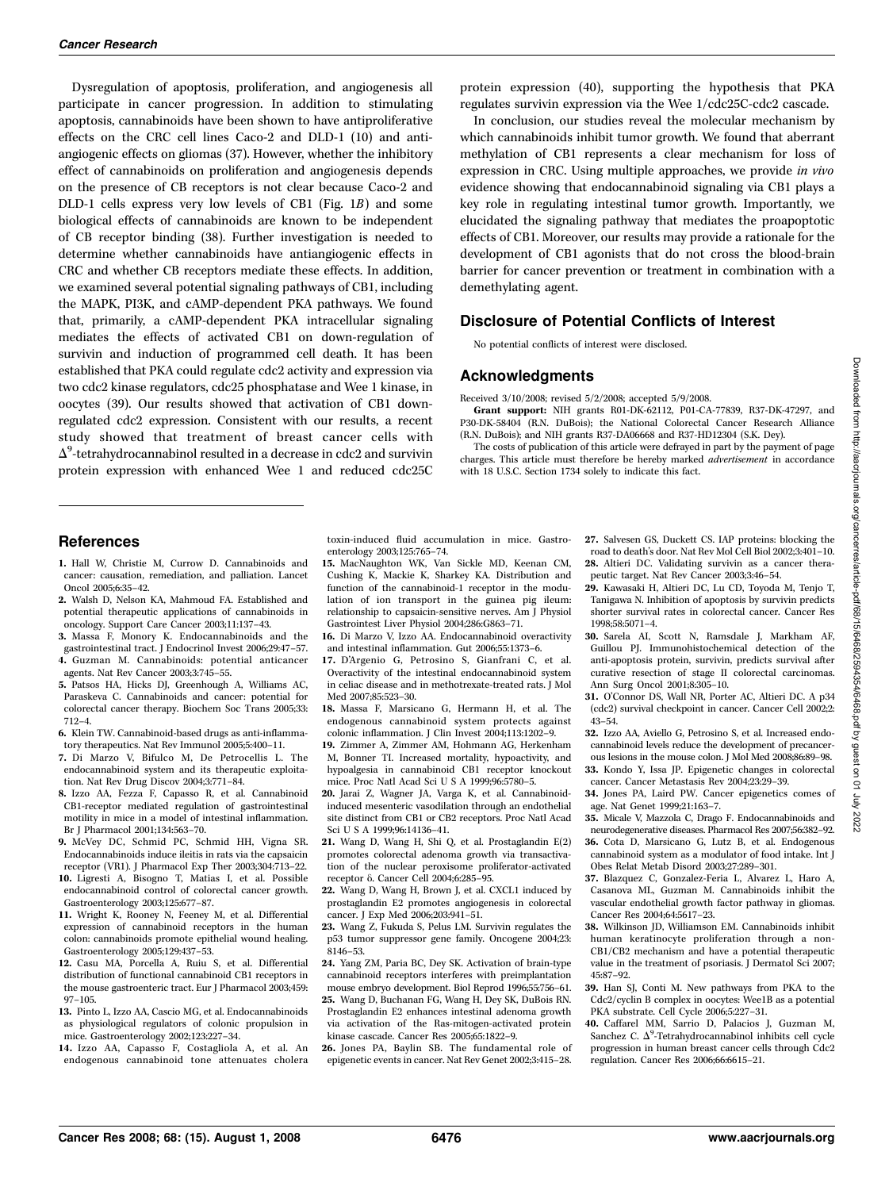Dysregulation of apoptosis, proliferation, and angiogenesis all participate in cancer progression. In addition to stimulating apoptosis, cannabinoids have been shown to have antiproliferative effects on the CRC cell lines Caco-2 and DLD-1 (10) and antiangiogenic effects on gliomas (37). However, whether the inhibitory effect of cannabinoids on proliferation and angiogenesis depends on the presence of CB receptors is not clear because Caco-2 and DLD-1 cells express very low levels of CB1 (Fig. 1*B*) and some biological effects of cannabinoids are known to be independent of CB receptor binding (38). Further investigation is needed to determine whether cannabinoids have antiangiogenic effects in CRC and whether CB receptors mediate these effects. In addition, we examined several potential signaling pathways of CB1, including the MAPK, PI3K, and cAMP-dependent PKA pathways. We found that, primarily, a cAMP-dependent PKA intracellular signaling mediates the effects of activated CB1 on down-regulation of survivin and induction of programmed cell death. It has been established that PKA could regulate cdc2 activity and expression via two cdc2 kinase regulators, cdc25 phosphatase and Wee 1 kinase, in oocytes (39). Our results showed that activation of CB1 down-regulated cdc2 expression. Consistent with our results, a recent study showed that treatment of breast cancer cells with $\Delta^9$-tetrahydrocannabinol resulted in a decrease in cdc2 and survivin protein expression with enhanced Wee 1 and reduced cdc25C protein expression (40), supporting the hypothesis that PKA regulates survivin expression via the Wee 1/cdc25C-cdc2 cascade.

In conclusion, our studies reveal the molecular mechanism by which cannabinoids inhibit tumor growth. We found that aberrant methylation of CB1 represents a clear mechanism for loss of expression in CRC. Using multiple approaches, we provide *in vivo* evidence showing that endocannabinoid signaling via CB1 plays a key role in regulating intestinal tumor growth. Importantly, we elucidated the signaling pathway that mediates the proapoptotic effects of CB1. Moreover, our results may provide a rationale for the development of CB1 agonists that do not cross the blood-brain barrier for cancer prevention or treatment in combination with a demethylating agent.

## Disclosure of Potential Conflicts of Interest

No potential conflicts of interest were disclosed.

## Acknowledgments

Received 3/10/2008; revised 5/2/2008; accepted 5/9/2008.

**Grant support:** NIH grants R01-DK-62112, P01-CA-77839, R37-DK-47297, and P30-DK-58404 (R.N. DuBois); the National Colorectal Cancer Research Alliance (R.N. DuBois); and NIH grants R37-DA06668 and R37-HD12304 (S.K. Dey).

The costs of publication of this article were defrayed in part by the payment of page charges. This article must therefore be hereby marked *advertisement* in accordance with 18 U.S.C. Section 1734 solely to indicate this fact.

## References

1. Hall W, Christie M, Currow D. Cannabinoids and cancer: causation, remediation, and palliation. Lancet Oncol 2005;6:35–42.
2. Walsh D, Nelson KA, Mahmoud FA. Established and potential therapeutic applications of cannabinoids in oncology. Support Care Cancer 2003;11:137–43.
3. Massa F, Monory K. Endocannabinoids and the gastrointestinal tract. J Endocrinol Invest 2006;29:47–57.
4. Guzman M. Cannabinoids: potential anticancer agents. Nat Rev Cancer 2003;3:745–55.
5. Patsos HA, Hicks DJ, Greenhough A, Williams AC, Paraskeva C. Cannabinoids and cancer: potential for colorectal cancer therapy. Biochem Soc Trans 2005;33:712–4.
6. Klein TW. Cannabinoid-based drugs as anti-inflammatory therapeutics. Nat Rev Immunol 2005;5:400–11.
7. Di Marzo V, Bifulco M, De Petrocellis L. The endocannabinoid system and its therapeutic exploitation. Nat Rev Drug Discov 2004;3:771–84.
8. Izzo AA, Fezza F, Capasso R, et al. Cannabinoid CB1-receptor mediated regulation of gastrointestinal motility in mice in a model of intestinal inflammation. Br J Pharmacol 2001;134:563–70.
9. McVey DC, Schmid PC, Schmid HH, Vigna SR. Endocannabinoids induce ileitis in rats via the capsaicin receptor (VR1). J Pharmacol Exp Ther 2003;304:713–22.
10. Ligresti A, Bisogno T, Matias I, et al. Possible endocannabinoid control of colorectal cancer growth. Gastroenterology 2003;125:677–87.
11. Wright K, Rooney N, Feeney M, et al. Differential expression of cannabinoid receptors in the human colon: cannabinoids promote epithelial wound healing. Gastroenterology 2005;129:437–53.
12. Casu MA, Porcella A, Ruiu S, et al. Differential distribution of functional cannabinoid CB1 receptors in the mouse gastroenteric tract. Eur J Pharmacol 2003;459:97–105.
13. Pinto L, Izzo AA, Cascio MG, et al. Endocannabinoids as physiological regulators of colonic propulsion in mice. Gastroenterology 2002;123:227–34.
14. Izzo AA, Capasso F, Costagliola A, et al. An endogenous cannabinoid tone attenuates cholera toxin-induced fluid accumulation in mice. Gastroenterology 2003;125:765–74.
15. MacNaughton WK, Van Sickle MD, Keenan CM, Cushing K, Mackie K, Sharkey KA. Distribution and function of the cannabinoid-1 receptor in the modulation of ion transport in the guinea pig ileum: relationship to capsaicin-sensitive nerves. Am J Physiol Gastrointest Liver Physiol 2004;286:G863–71.
16. Di Marzo V, Izzo AA. Endocannabinoid overactivity and intestinal inflammation. Gut 2006;55:1373–6.
17. D'Argenio G, Petrosino S, Gianfrani C, et al. Overactivity of the intestinal endocannabinoid system in celiac disease and in methotrexate-treated rats. J Mol Med 2007;85:523–30.
18. Massa F, Marsicano G, Hermann H, et al. The endogenous cannabinoid system protects against colonic inflammation. J Clin Invest 2004;113:1202–9.
19. Zimmer A, Zimmer AM, Hohmann AG, Herkenham M, Bonner TI. Increased mortality, hypoactivity, and hypoalgesia in cannabinoid CB1 receptor knockout mice. Proc Natl Acad Sci U S A 1999;96:5780–5.
20. Jarai Z, Wagner JA, Varga K, et al. Cannabinoid-induced mesenteric vasodilation through an endothelial site distinct from CB1 or CB2 receptors. Proc Natl Acad Sci U S A 1999;96:14136–41.
21. Wang D, Wang H, Shi Q, et al. Prostaglandin E(2) promotes colorectal adenoma growth via transactivation of the nuclear peroxisome proliferator-activated receptor δ. Cancer Cell 2004;6:285–95.
22. Wang D, Wang H, Brown J, et al. CXCL1 induced by prostaglandin E2 promotes angiogenesis in colorectal cancer. J Exp Med 2006;203:941–51.
23. Wang Z, Fukuda S, Pelus LM. Survivin regulates the p53 tumor suppressor gene family. Oncogene 2004;23:8146–53.
24. Yang ZM, Paria BC, Dey SK. Activation of brain-type cannabinoid receptors interferes with preimplantation mouse embryo development. Biol Reprod 1996;55:756–61.
25. Wang D, Buchanan FG, Wang H, Dey SK, DuBois RN. Prostaglandin E2 enhances intestinal adenoma growth via activation of the Ras-mitogen-activated protein kinase cascade. Cancer Res 2005;65:1822–9.
26. Jones PA, Baylin SB. The fundamental role of epigenetic events in cancer. Nat Rev Genet 2002;3:415–28.
27. Salvesen GS, Duckett CS. IAP proteins: blocking the road to death's door. Nat Rev Mol Cell Biol 2002;3:401–10.
28. Altieri DC. Validating survivin as a cancer therapeutic target. Nat Rev Cancer 2003;3:46–54.
29. Kawasaki H, Altieri DC, Lu CD, Toyoda M, Tenjo T, Tanigawa N. Inhibition of apoptosis by survivin predicts shorter survival rates in colorectal cancer. Cancer Res 1998;58:5071–4.
30. Sarela AI, Scott N, Ramsdale J, Markham AF, Guillou PJ. Immunohistochemical detection of the anti-apoptosis protein, survivin, predicts survival after curative resection of stage II colorectal carcinomas. Ann Surg Oncol 2001;8:305–10.
31. O'Connor DS, Wall NR, Porter AC, Altieri DC. A p34 (cdc2) survival checkpoint in cancer. Cancer Cell 2002;2:43–54.
32. Izzo AA, Aviello G, Petrosino S, et al. Increased endocannabinoid levels reduce the development of precancerous lesions in the mouse colon. J Mol Med 2008;86:89–98.
33. Kondo Y, Issa JP. Epigenetic changes in colorectal cancer. Cancer Metastasis Rev 2004;23:29–39.
34. Jones PA, Laird PW. Cancer epigenetics comes of age. Nat Genet 1999;21:163–7.
35. Micale V, Mazzola C, Drago F. Endocannabinoids and neurodegenerative diseases. Pharmacol Res 2007;56:382–92.
36. Cota D, Marsicano G, Lutz B, et al. Endogenous cannabinoid system as a modulator of food intake. Int J Obes Relat Metab Disord 2003;27:289–301.
37. Blazquez C, Gonzalez-Feria L, Alvarez L, Haro A, Casanova ML, Guzman M. Cannabinoids inhibit the vascular endothelial growth factor pathway in gliomas. Cancer Res 2004;64:5617–23.
38. Wilkinson JD, Williamson EM. Cannabinoids inhibit human keratinocyte proliferation through a non-CB1/CB2 mechanism and have a potential therapeutic value in the treatment of psoriasis. J Dermatol Sci 2007;45:87–92.
39. Han SJ, Conti M. New pathways from PKA to the Cdc2/cyclin B complex in oocytes: Wee1B as a potential PKA substrate. Cell Cycle 2006;5:227–31.
40. Caffarel MM, Sarrio D, Palacios J, Guzman M, Sanchez C. $\Delta^9$-Tetrahydrocannabinol inhibits cell cycle progression in human breast cancer cells through Cdc2 regulation. Cancer Res 2006;66:6615–21.